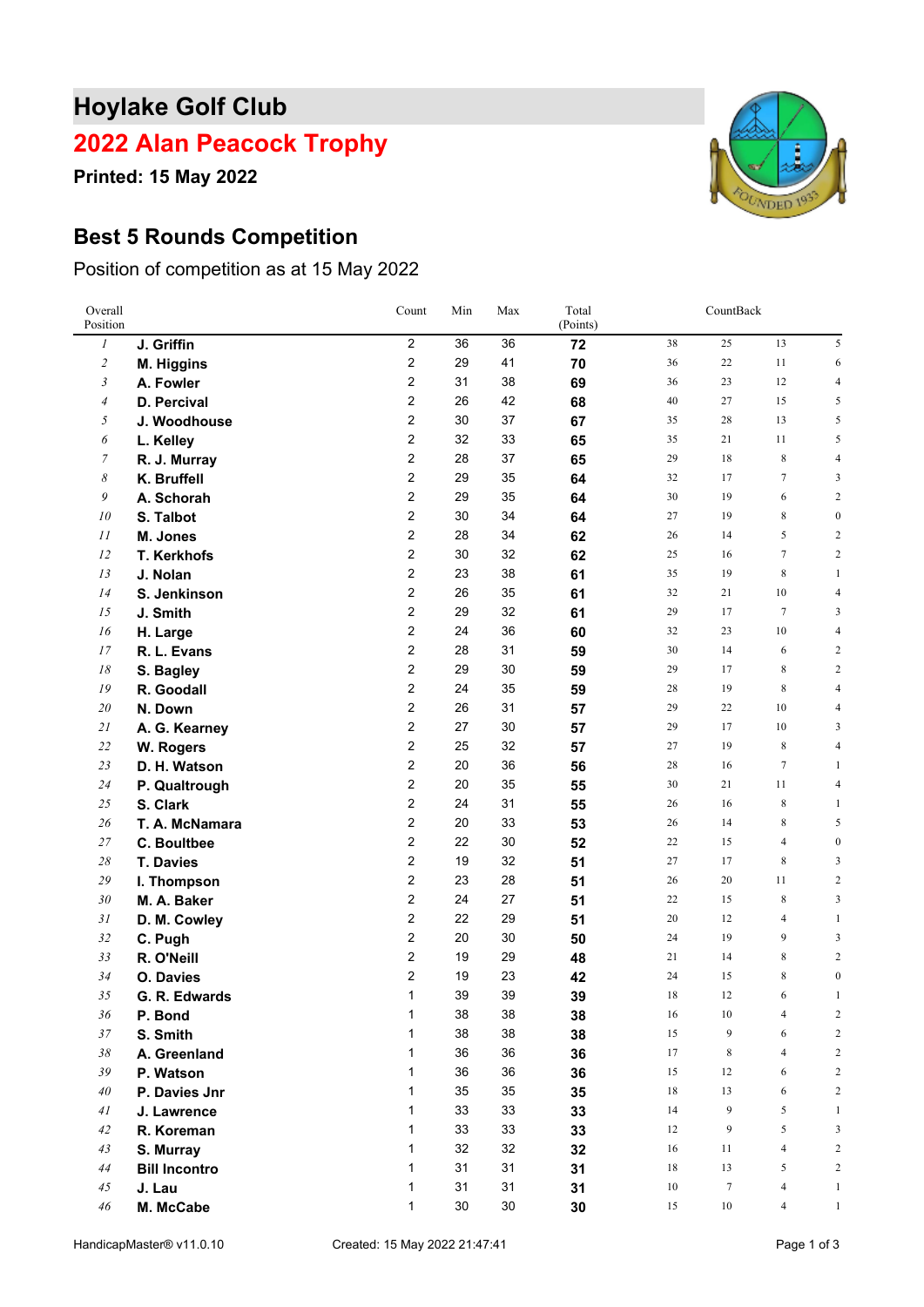# Hoylake Golf Club

## 2022 Alan Peacock Trophy

**Printed: 15 May 2022**

## Best 5 Rounds Competition

Position of competition as at 15 May 2022

| Overall Position | | Count | Min | Max | Total (Points) | CountBack | | | |
|---|---|---|---|---|---|---|---|---|---|
| 1 | J. Griffin | 2 | 36 | 36 | 72 | 38 | 25 | 13 | 5 |
| 2 | M. Higgins | 2 | 29 | 41 | 70 | 36 | 22 | 11 | 6 |
| 3 | A. Fowler | 2 | 31 | 38 | 69 | 36 | 23 | 12 | 4 |
| 4 | D. Percival | 2 | 26 | 42 | 68 | 40 | 27 | 15 | 5 |
| 5 | J. Woodhouse | 2 | 30 | 37 | 67 | 35 | 28 | 13 | 5 |
| 6 | L. Kelley | 2 | 32 | 33 | 65 | 35 | 21 | 11 | 5 |
| 7 | R. J. Murray | 2 | 28 | 37 | 65 | 29 | 18 | 8 | 4 |
| 8 | K. Bruffell | 2 | 29 | 35 | 64 | 32 | 17 | 7 | 3 |
| 9 | A. Schorah | 2 | 29 | 35 | 64 | 30 | 19 | 6 | 2 |
| 10 | S. Talbot | 2 | 30 | 34 | 64 | 27 | 19 | 8 | 0 |
| 11 | M. Jones | 2 | 28 | 34 | 62 | 26 | 14 | 5 | 2 |
| 12 | T. Kerkhofs | 2 | 30 | 32 | 62 | 25 | 16 | 7 | 2 |
| 13 | J. Nolan | 2 | 23 | 38 | 61 | 35 | 19 | 8 | 1 |
| 14 | S. Jenkinson | 2 | 26 | 35 | 61 | 32 | 21 | 10 | 4 |
| 15 | J. Smith | 2 | 29 | 32 | 61 | 29 | 17 | 7 | 3 |
| 16 | H. Large | 2 | 24 | 36 | 60 | 32 | 23 | 10 | 4 |
| 17 | R. L. Evans | 2 | 28 | 31 | 59 | 30 | 14 | 6 | 2 |
| 18 | S. Bagley | 2 | 29 | 30 | 59 | 29 | 17 | 8 | 2 |
| 19 | R. Goodall | 2 | 24 | 35 | 59 | 28 | 19 | 8 | 4 |
| 20 | N. Down | 2 | 26 | 31 | 57 | 29 | 22 | 10 | 4 |
| 21 | A. G. Kearney | 2 | 27 | 30 | 57 | 29 | 17 | 10 | 3 |
| 22 | W. Rogers | 2 | 25 | 32 | 57 | 27 | 19 | 8 | 4 |
| 23 | D. H. Watson | 2 | 20 | 36 | 56 | 28 | 16 | 7 | 1 |
| 24 | P. Qualtrough | 2 | 20 | 35 | 55 | 30 | 21 | 11 | 4 |
| 25 | S. Clark | 2 | 24 | 31 | 55 | 26 | 16 | 8 | 1 |
| 26 | T. A. McNamara | 2 | 20 | 33 | 53 | 26 | 14 | 8 | 5 |
| 27 | C. Boultbee | 2 | 22 | 30 | 52 | 22 | 15 | 4 | 0 |
| 28 | T. Davies | 2 | 19 | 32 | 51 | 27 | 17 | 8 | 3 |
| 29 | I. Thompson | 2 | 23 | 28 | 51 | 26 | 20 | 11 | 2 |
| 30 | M. A. Baker | 2 | 24 | 27 | 51 | 22 | 15 | 8 | 3 |
| 31 | D. M. Cowley | 2 | 22 | 29 | 51 | 20 | 12 | 4 | 1 |
| 32 | C. Pugh | 2 | 20 | 30 | 50 | 24 | 19 | 9 | 3 |
| 33 | R. O'Neill | 2 | 19 | 29 | 48 | 21 | 14 | 8 | 2 |
| 34 | O. Davies | 2 | 19 | 23 | 42 | 24 | 15 | 8 | 0 |
| 35 | G. R. Edwards | 1 | 39 | 39 | 39 | 18 | 12 | 6 | 1 |
| 36 | P. Bond | 1 | 38 | 38 | 38 | 16 | 10 | 4 | 2 |
| 37 | S. Smith | 1 | 38 | 38 | 38 | 15 | 9 | 6 | 2 |
| 38 | A. Greenland | 1 | 36 | 36 | 36 | 17 | 8 | 4 | 2 |
| 39 | P. Watson | 1 | 36 | 36 | 36 | 15 | 12 | 6 | 2 |
| 40 | P. Davies Jnr | 1 | 35 | 35 | 35 | 18 | 13 | 6 | 2 |
| 41 | J. Lawrence | 1 | 33 | 33 | 33 | 14 | 9 | 5 | 1 |
| 42 | R. Koreman | 1 | 33 | 33 | 33 | 12 | 9 | 5 | 3 |
| 43 | S. Murray | 1 | 32 | 32 | 32 | 16 | 11 | 4 | 2 |
| 44 | Bill Incontro | 1 | 31 | 31 | 31 | 18 | 13 | 5 | 2 |
| 45 | J. Lau | 1 | 31 | 31 | 31 | 10 | 7 | 4 | 1 |
| 46 | M. McCabe | 1 | 30 | 30 | 30 | 15 | 10 | 4 | 1 |

HandicapMaster® v11.0.10 Created: 15 May 2022 21:47:41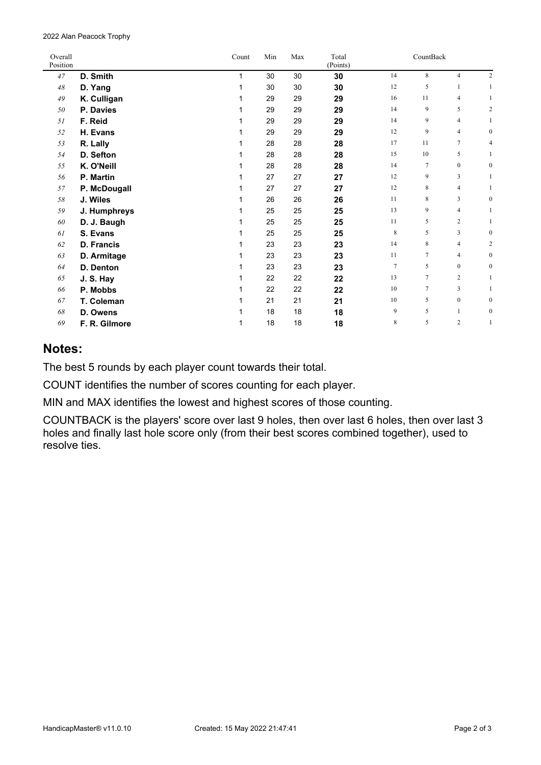2022 Alan Peacock Trophy

| Overall Position | | Count | Min | Max | Total (Points) | CountBack | | | |
|---|---|---|---|---|---|---|---|---|---|
| 47 | **D. Smith** | 1 | 30 | 30 | **30** | 14 | 8 | 4 | 2 |
| 48 | **D. Yang** | 1 | 30 | 30 | **30** | 12 | 5 | 1 | 1 |
| 49 | **K. Culligan** | 1 | 29 | 29 | **29** | 16 | 11 | 4 | 1 |
| 50 | **P. Davies** | 1 | 29 | 29 | **29** | 14 | 9 | 5 | 2 |
| 51 | **F. Reid** | 1 | 29 | 29 | **29** | 14 | 9 | 4 | 1 |
| 52 | **H. Evans** | 1 | 29 | 29 | **29** | 12 | 9 | 4 | 0 |
| 53 | **R. Lally** | 1 | 28 | 28 | **28** | 17 | 11 | 7 | 4 |
| 54 | **D. Sefton** | 1 | 28 | 28 | **28** | 15 | 10 | 5 | 1 |
| 55 | **K. O'Neill** | 1 | 28 | 28 | **28** | 14 | 7 | 0 | 0 |
| 56 | **P. Martin** | 1 | 27 | 27 | **27** | 12 | 9 | 3 | 1 |
| 57 | **P. McDougall** | 1 | 27 | 27 | **27** | 12 | 8 | 4 | 1 |
| 58 | **J. Wiles** | 1 | 26 | 26 | **26** | 11 | 8 | 3 | 0 |
| 59 | **J. Humphreys** | 1 | 25 | 25 | **25** | 13 | 9 | 4 | 1 |
| 60 | **D. J. Baugh** | 1 | 25 | 25 | **25** | 11 | 5 | 2 | 1 |
| 61 | **S. Evans** | 1 | 25 | 25 | **25** | 8 | 5 | 3 | 0 |
| 62 | **D. Francis** | 1 | 23 | 23 | **23** | 14 | 8 | 4 | 2 |
| 63 | **D. Armitage** | 1 | 23 | 23 | **23** | 11 | 7 | 4 | 0 |
| 64 | **D. Denton** | 1 | 23 | 23 | **23** | 7 | 5 | 0 | 0 |
| 65 | **J. S. Hay** | 1 | 22 | 22 | **22** | 13 | 7 | 2 | 1 |
| 66 | **P. Mobbs** | 1 | 22 | 22 | **22** | 10 | 7 | 3 | 1 |
| 67 | **T. Coleman** | 1 | 21 | 21 | **21** | 10 | 5 | 0 | 0 |
| 68 | **D. Owens** | 1 | 18 | 18 | **18** | 9 | 5 | 1 | 0 |
| 69 | **F. R. Gilmore** | 1 | 18 | 18 | **18** | 8 | 5 | 2 | 1 |

## Notes:

The best 5 rounds by each player count towards their total.

COUNT identifies the number of scores counting for each player.

MIN and MAX identifies the lowest and highest scores of those counting.

COUNTBACK is the players' score over last 9 holes, then over last 6 holes, then over last 3 holes and finally last hole score only (from their best scores combined together), used to resolve ties.

HandicapMaster® v11.0.10 Created: 15 May 2022 21:47:41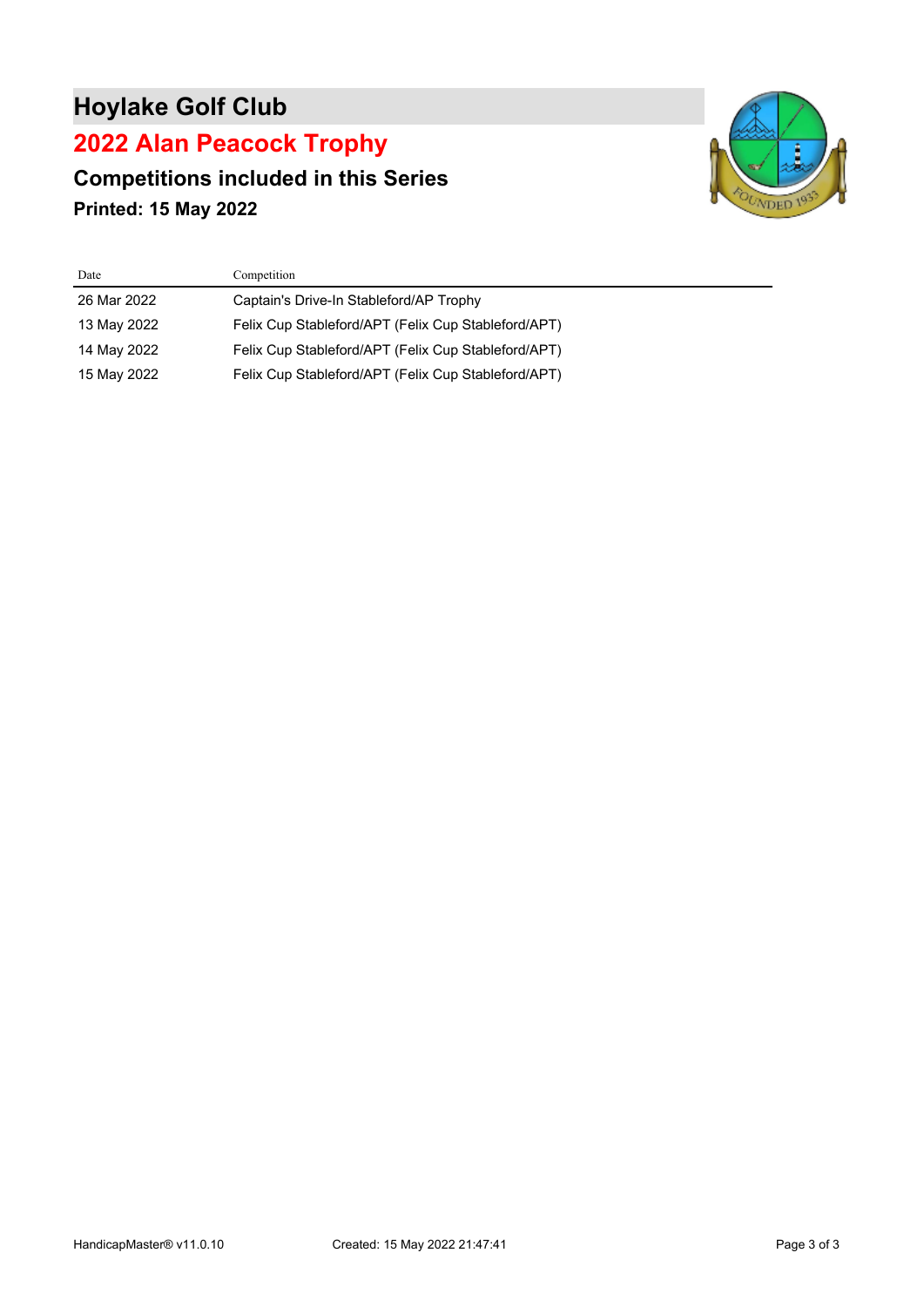# Hoylake Golf Club

## 2022 Alan Peacock Trophy

### Competitions included in this Series

**Printed: 15 May 2022**

| Date | Competition |
|---|---|
| 26 Mar 2022 | Captain's Drive-In Stableford/AP Trophy |
| 13 May 2022 | Felix Cup Stableford/APT (Felix Cup Stableford/APT) |
| 14 May 2022 | Felix Cup Stableford/APT (Felix Cup Stableford/APT) |
| 15 May 2022 | Felix Cup Stableford/APT (Felix Cup Stableford/APT) |